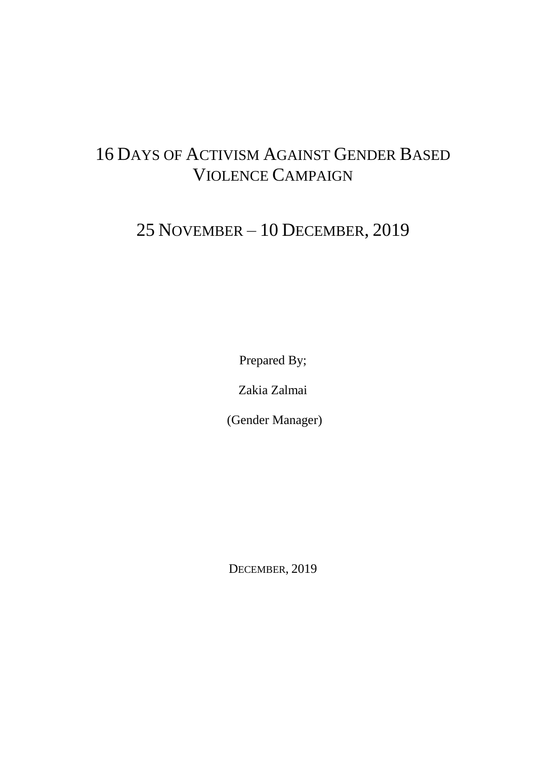# 16 Days of Activism Against Gender Based Violence Campaign

## 25 November – 10 December, 2019

Prepared By;

Zakia Zalmai

(Gender Manager)

December, 2019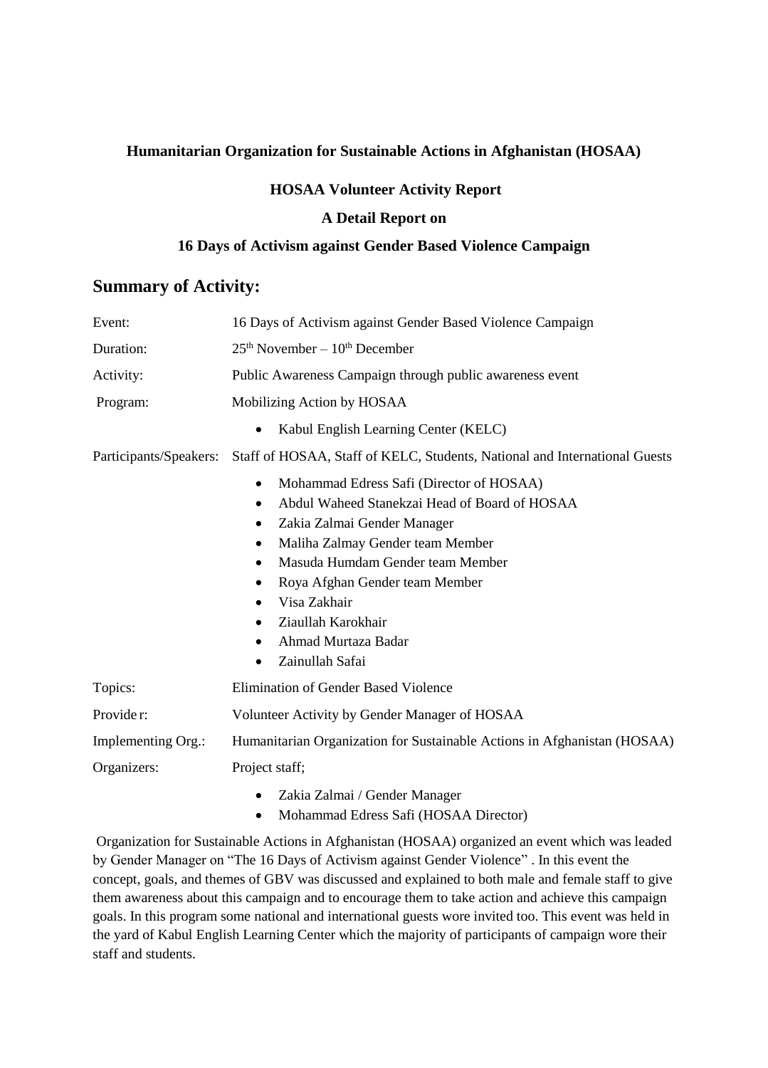**Humanitarian Organization for Sustainable Actions in Afghanistan (HOSAA)**

**HOSAA Volunteer Activity Report**

**A Detail Report on**

**16 Days of Activism against Gender Based Violence Campaign**

## Summary of Activity:

| | |
|---|---|
| Event: | 16 Days of Activism against Gender Based Violence Campaign |
| Duration: | 25th November – 10th December |
| Activity: | Public Awareness Campaign through public awareness event |
| Program: | Mobilizing Action by HOSAA<br>• Kabul English Learning Center (KELC) |
| Participants/Speakers: | Staff of HOSAA, Staff of KELC, Students, National and International Guests<br>• Mohammad Edress Safi (Director of HOSAA)<br>• Abdul Waheed Stanekzai Head of Board of HOSAA<br>• Zakia Zalmai Gender Manager<br>• Maliha Zalmay Gender team Member<br>• Masuda Humdam Gender team Member<br>• Roya Afghan Gender team Member<br>• Visa Zakhair<br>• Ziaullah Karokhair<br>• Ahmad Murtaza Badar<br>• Zainullah Safai |
| Topics: | Elimination of Gender Based Violence |
| Provide r: | Volunteer Activity by Gender Manager of HOSAA |
| Implementing Org.: | Humanitarian Organization for Sustainable Actions in Afghanistan (HOSAA) |
| Organizers: | Project staff;<br>• Zakia Zalmai / Gender Manager<br>• Mohammad Edress Safi (HOSAA Director) |

Organization for Sustainable Actions in Afghanistan (HOSAA) organized an event which was leaded by Gender Manager on "The 16 Days of Activism against Gender Violence" . In this event the concept, goals, and themes of GBV was discussed and explained to both male and female staff to give them awareness about this campaign and to encourage them to take action and achieve this campaign goals. In this program some national and international guests wore invited too. This event was held in the yard of Kabul English Learning Center which the majority of participants of campaign wore their staff and students.